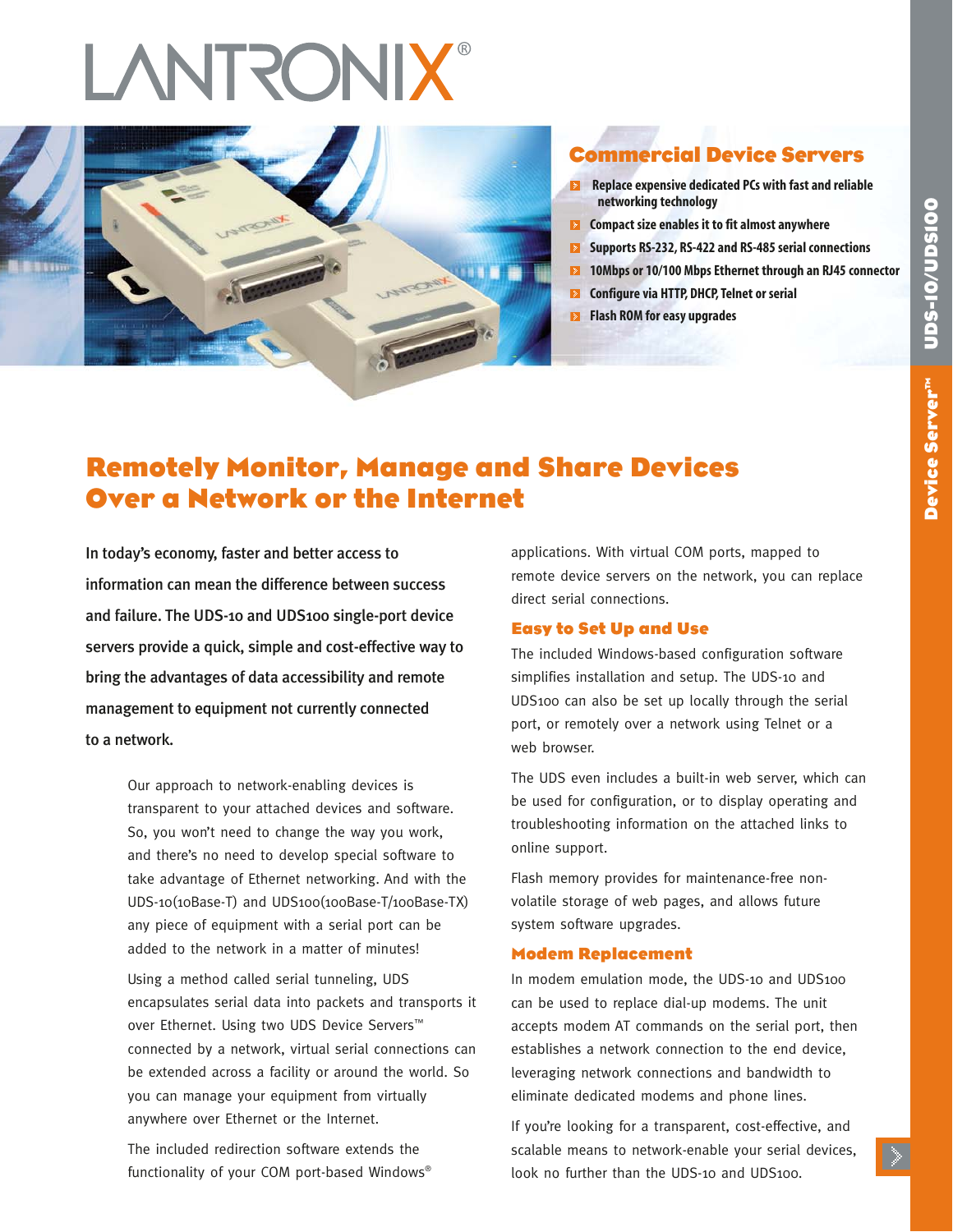LANTRONIX®

## Commercial Device Servers

- Replace expensive dedicated PCs with fast and reliable networking technology
- Compact size enables it to fit almost anywhere
- Supports RS-232, RS-422 and RS-485 serial connections
- 10Mbps or 10/100 Mbps Ethernet through an RJ45 connector
- Configure via HTTP, DHCP, Telnet or serial
- Flash ROM for easy upgrades

UDS-10/UDS100

Device Server™

# Remotely Monitor, Manage and Share Devices Over a Network or the Internet

**In today's economy, faster and better access to information can mean the difference between success and failure. The UDS-10 and UDS100 single-port device servers provide a quick, simple and cost-effective way to bring the advantages of data accessibility and remote management to equipment not currently connected to a network.**

Our approach to network-enabling devices is transparent to your attached devices and software. So, you won't need to change the way you work, and there's no need to develop special software to take advantage of Ethernet networking. And with the UDS-10(10Base-T) and UDS100(100Base-T/100Base-TX) any piece of equipment with a serial port can be added to the network in a matter of minutes!

Using a method called serial tunneling, UDS encapsulates serial data into packets and transports it over Ethernet. Using two UDS Device Servers™ connected by a network, virtual serial connections can be extended across a facility or around the world. So you can manage your equipment from virtually anywhere over Ethernet or the Internet.

The included redirection software extends the functionality of your COM port-based Windows® applications. With virtual COM ports, mapped to remote device servers on the network, you can replace direct serial connections.

### Easy to Set Up and Use

The included Windows-based configuration software simplifies installation and setup. The UDS-10 and UDS100 can also be set up locally through the serial port, or remotely over a network using Telnet or a web browser.

The UDS even includes a built-in web server, which can be used for configuration, or to display operating and troubleshooting information on the attached links to online support.

Flash memory provides for maintenance-free non-volatile storage of web pages, and allows future system software upgrades.

### Modem Replacement

In modem emulation mode, the UDS-10 and UDS100 can be used to replace dial-up modems. The unit accepts modem AT commands on the serial port, then establishes a network connection to the end device, leveraging network connections and bandwidth to eliminate dedicated modems and phone lines.

If you're looking for a transparent, cost-effective, and scalable means to network-enable your serial devices, look no further than the UDS-10 and UDS100.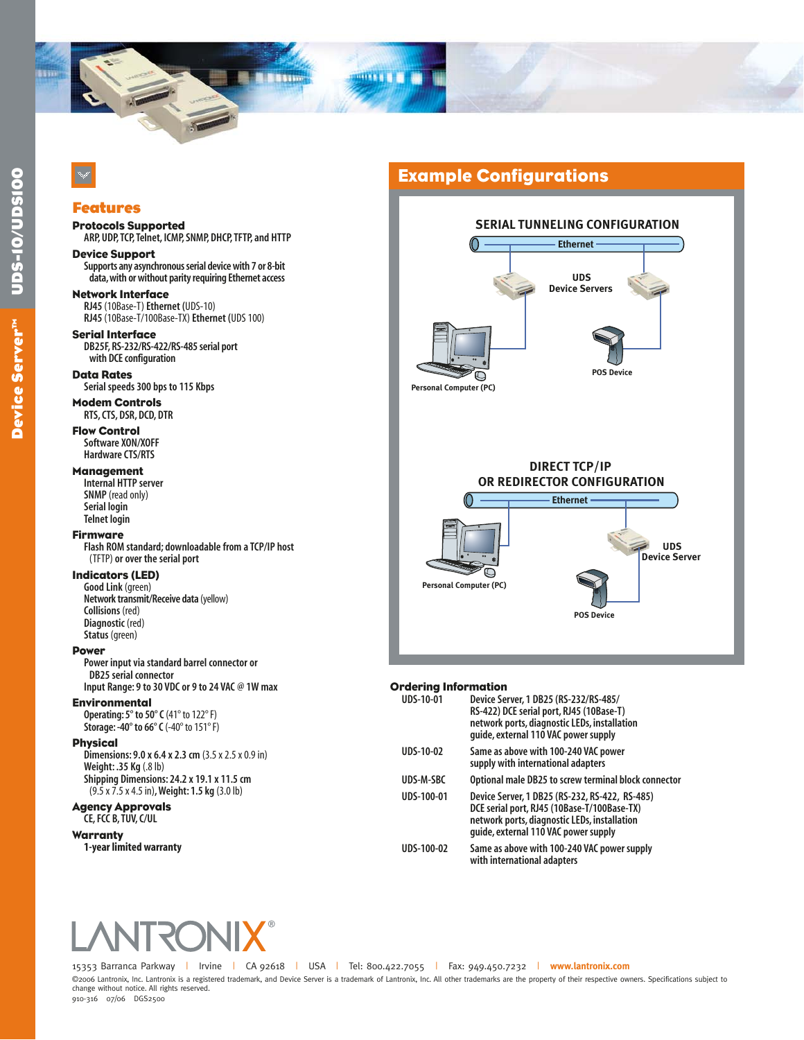## Features

**Protocols Supported**
ARP, UDP, TCP, Telnet, ICMP, SNMP, DHCP, TFTP, and HTTP

**Device Support**
Supports any asynchronous serial device with 7 or 8-bit data, with or without parity requiring Ethernet access

**Network Interface**
RJ45 (10Base-T) Ethernet (UDS-10)
RJ45 (10Base-T/100Base-TX) Ethernet (UDS 100)

**Serial Interface**
DB25F, RS-232/RS-422/RS-485 serial port with DCE configuration

**Data Rates**
Serial speeds 300 bps to 115 Kbps

**Modem Controls**
RTS, CTS, DSR, DCD, DTR

**Flow Control**
Software XON/XOFF
Hardware CTS/RTS

**Management**
Internal HTTP server
SNMP (read only)
Serial login
Telnet login

**Firmware**
Flash ROM standard; downloadable from a TCP/IP host (TFTP) or over the serial port

**Indicators (LED)**
Good Link (green)
Network transmit/Receive data (yellow)
Collisions (red)
Diagnostic (red)
Status (green)

**Power**
Power input via standard barrel connector or DB25 serial connector
Input Range: 9 to 30 VDC or 9 to 24 VAC @ 1W max

**Environmental**
Operating: 5° to 50° C (41° to 122° F)
Storage: -40° to 66° C (-40° to 151° F)

**Physical**
Dimensions: 9.0 x 6.4 x 2.3 cm (3.5 x 2.5 x 0.9 in)
Weight: .35 Kg (.8 lb)
Shipping Dimensions: 24.2 x 19.1 x 11.5 cm (9.5 x 7.5 x 4.5 in), Weight: 1.5 kg (3.0 lb)

**Agency Approvals**
CE, FCC B, TUV, C/UL

**Warranty**
1-year limited warranty

## Example Configurations

SERIAL TUNNELING CONFIGURATION

Ethernet

UDS
Device Servers

Personal Computer (PC)

POS Device

DIRECT TCP/IP
OR REDIRECTOR CONFIGURATION

Ethernet

UDS
Device Server

Personal Computer (PC)

POS Device

## Ordering Information

| | |
|---|---|
| UDS-10-01 | Device Server, 1 DB25 (RS-232/RS-485/ RS-422) DCE serial port, RJ45 (10Base-T) network ports, diagnostic LEDs, installation guide, external 110 VAC power supply |
| UDS-10-02 | Same as above with 100-240 VAC power supply with international adapters |
| UDS-M-SBC | Optional male DB25 to screw terminal block connector |
| UDS-100-01 | Device Server, 1 DB25 (RS-232, RS-422, RS-485) DCE serial port, RJ45 (10Base-T/100Base-TX) network ports, diagnostic LEDs, installation guide, external 110 VAC power supply |
| UDS-100-02 | Same as above with 100-240 VAC power supply with international adapters |

LANTRONIX®

15353 Barranca Parkway | Irvine | CA 92618 | USA | Tel: 800.422.7055 | Fax: 949.450.7232 | www.lantronix.com

©2006 Lantronix, Inc. Lantronix is a registered trademark, and Device Server is a trademark of Lantronix, Inc. All other trademarks are the property of their respective owners. Specifications subject to change without notice. All rights reserved.

910-316 07/06 DGS2500